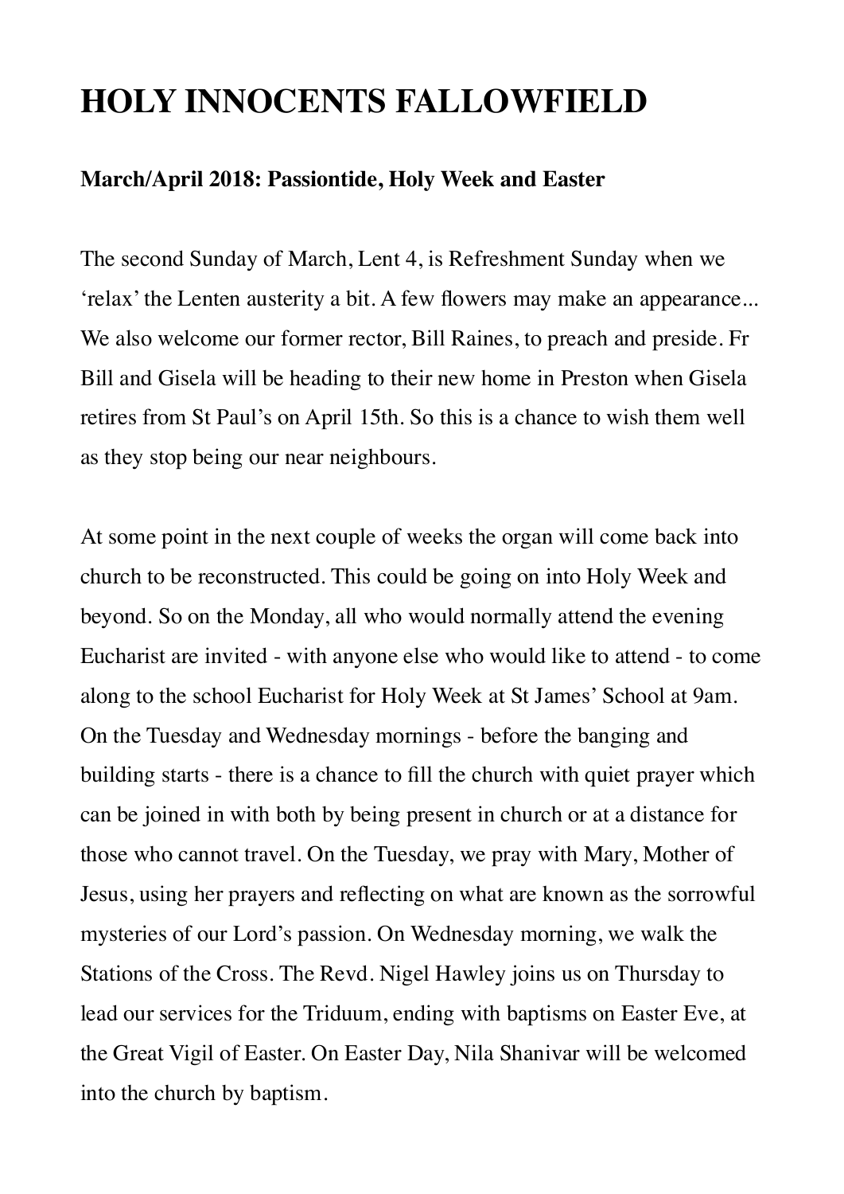# HOLY INNOCENTS FALLOWFIELD

**March/April 2018: Passiontide, Holy Week and Easter**

The second Sunday of March, Lent 4, is Refreshment Sunday when we 'relax' the Lenten austerity a bit. A few flowers may make an appearance... We also welcome our former rector, Bill Raines, to preach and preside. Fr Bill and Gisela will be heading to their new home in Preston when Gisela retires from St Paul's on April 15th. So this is a chance to wish them well as they stop being our near neighbours.

At some point in the next couple of weeks the organ will come back into church to be reconstructed. This could be going on into Holy Week and beyond. So on the Monday, all who would normally attend the evening Eucharist are invited - with anyone else who would like to attend - to come along to the school Eucharist for Holy Week at St James' School at 9am. On the Tuesday and Wednesday mornings - before the banging and building starts - there is a chance to fill the church with quiet prayer which can be joined in with both by being present in church or at a distance for those who cannot travel. On the Tuesday, we pray with Mary, Mother of Jesus, using her prayers and reflecting on what are known as the sorrowful mysteries of our Lord's passion. On Wednesday morning, we walk the Stations of the Cross. The Revd. Nigel Hawley joins us on Thursday to lead our services for the Triduum, ending with baptisms on Easter Eve, at the Great Vigil of Easter. On Easter Day, Nila Shanivar will be welcomed into the church by baptism.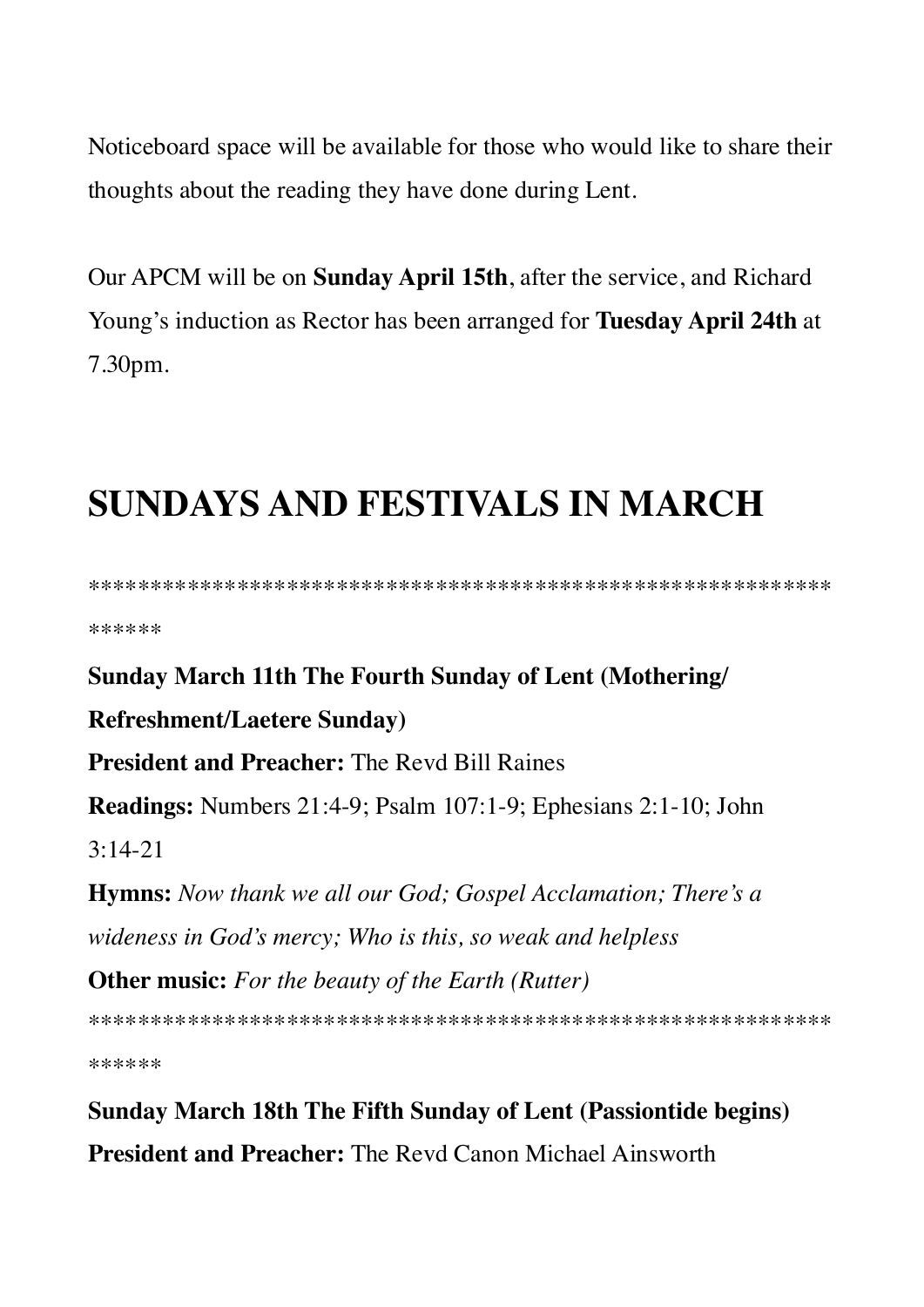Noticeboard space will be available for those who would like to share their thoughts about the reading they have done during Lent.

Our APCM will be on **Sunday April 15th**, after the service, and Richard Young's induction as Rector has been arranged for **Tuesday April 24th** at 7.30pm.

# SUNDAYS AND FESTIVALS IN MARCH

************************************************************

**Sunday March 11th The Fourth Sunday of Lent (Mothering/ Refreshment/Laetere Sunday)**

**President and Preacher:** The Revd Bill Raines

**Readings:** Numbers 21:4-9; Psalm 107:1-9; Ephesians 2:1-10; John 3:14-21

**Hymns:** *Now thank we all our God; Gospel Acclamation; There's a wideness in God's mercy; Who is this, so weak and helpless*

**Other music:** *For the beauty of the Earth (Rutter)*

************************************************************

**Sunday March 18th The Fifth Sunday of Lent (Passiontide begins)**

**President and Preacher:** The Revd Canon Michael Ainsworth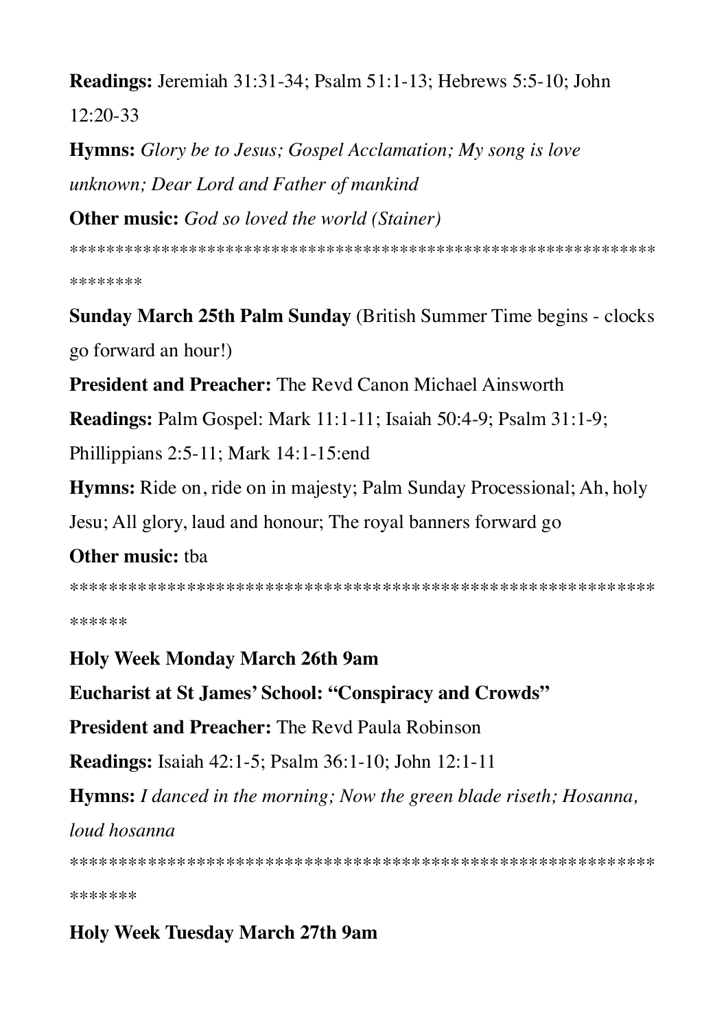**Readings:** Jeremiah 31:31-34; Psalm 51:1-13; Hebrews 5:5-10; John 12:20-33

**Hymns:** *Glory be to Jesus; Gospel Acclamation; My song is love unknown; Dear Lord and Father of mankind*

**Other music:** *God so loved the world (Stainer)*

**********************************************************************

**Sunday March 25th Palm Sunday** (British Summer Time begins - clocks go forward an hour!)

**President and Preacher:** The Revd Canon Michael Ainsworth

**Readings:** Palm Gospel: Mark 11:1-11; Isaiah 50:4-9; Psalm 31:1-9; Phillippians 2:5-11; Mark 14:1-15:end

**Hymns:** Ride on, ride on in majesty; Palm Sunday Processional; Ah, holy Jesu; All glory, laud and honour; The royal banners forward go

**Other music:** tba

********************************************************************

**Holy Week Monday March 26th 9am**

**Eucharist at St James' School: "Conspiracy and Crowds"**

**President and Preacher:** The Revd Paula Robinson

**Readings:** Isaiah 42:1-5; Psalm 36:1-10; John 12:1-11

**Hymns:** *I danced in the morning; Now the green blade riseth; Hosanna, loud hosanna*

*********************************************************************

**Holy Week Tuesday March 27th 9am**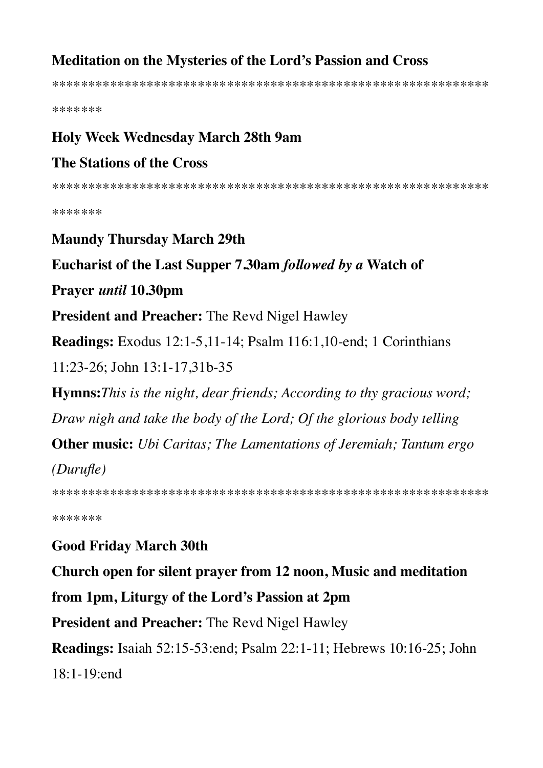**Meditation on the Mysteries of the Lord's Passion and Cross**

************************************************************
*******

**Holy Week Wednesday March 28th 9am**

**The Stations of the Cross**

************************************************************
*******

**Maundy Thursday March 29th**

**Eucharist of the Last Supper 7.30am** ***followed by a*** **Watch of Prayer** ***until*** **10.30pm**

**President and Preacher:** The Revd Nigel Hawley

**Readings:** Exodus 12:1-5,11-14; Psalm 116:1,10-end; 1 Corinthians 11:23-26; John 13:1-17,31b-35

**Hymns:***This is the night, dear friends; According to thy gracious word; Draw nigh and take the body of the Lord; Of the glorious body telling*

**Other music:** *Ubi Caritas; The Lamentations of Jeremiah; Tantum ergo (Durufle)*

************************************************************
*******

**Good Friday March 30th**

**Church open for silent prayer from 12 noon, Music and meditation from 1pm, Liturgy of the Lord's Passion at 2pm**

**President and Preacher:** The Revd Nigel Hawley

**Readings:** Isaiah 52:15-53:end; Psalm 22:1-11; Hebrews 10:16-25; John 18:1-19:end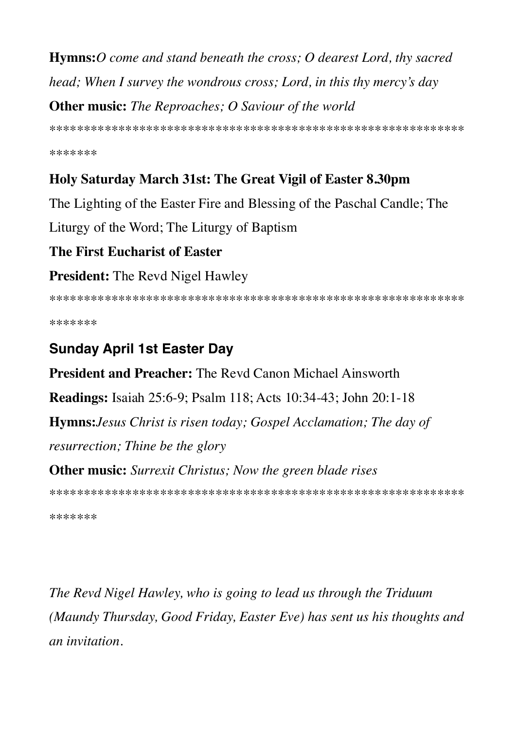**Hymns:** *O come and stand beneath the cross; O dearest Lord, thy sacred head; When I survey the wondrous cross; Lord, in this thy mercy's day*

**Other music:** *The Reproaches; O Saviour of the world*

****************************************************************

**Holy Saturday March 31st: The Great Vigil of Easter 8.30pm**

The Lighting of the Easter Fire and Blessing of the Paschal Candle; The Liturgy of the Word; The Liturgy of Baptism

**The First Eucharist of Easter**

**President:** The Revd Nigel Hawley

****************************************************************

**Sunday April 1st Easter Day**

**President and Preacher:** The Revd Canon Michael Ainsworth

**Readings:** Isaiah 25:6-9; Psalm 118; Acts 10:34-43; John 20:1-18

**Hymns:** *Jesus Christ is risen today; Gospel Acclamation; The day of resurrection; Thine be the glory*

**Other music:** *Surrexit Christus; Now the green blade rises*

****************************************************************

*The Revd Nigel Hawley, who is going to lead us through the Triduum (Maundy Thursday, Good Friday, Easter Eve) has sent us his thoughts and an invitation.*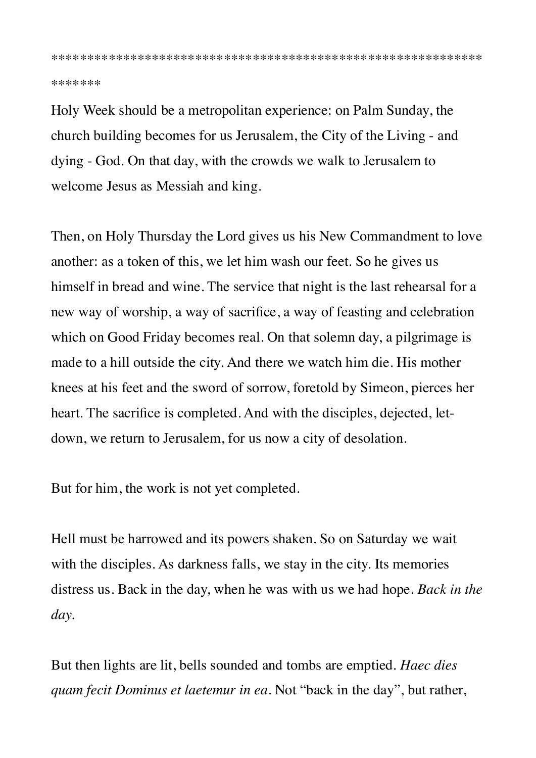****************************************************************

Holy Week should be a metropolitan experience: on Palm Sunday, the church building becomes for us Jerusalem, the City of the Living - and dying - God. On that day, with the crowds we walk to Jerusalem to welcome Jesus as Messiah and king.

Then, on Holy Thursday the Lord gives us his New Commandment to love another: as a token of this, we let him wash our feet. So he gives us himself in bread and wine. The service that night is the last rehearsal for a new way of worship, a way of sacrifice, a way of feasting and celebration which on Good Friday becomes real. On that solemn day, a pilgrimage is made to a hill outside the city. And there we watch him die. His mother knees at his feet and the sword of sorrow, foretold by Simeon, pierces her heart. The sacrifice is completed. And with the disciples, dejected, let-down, we return to Jerusalem, for us now a city of desolation.

But for him, the work is not yet completed.

Hell must be harrowed and its powers shaken. So on Saturday we wait with the disciples. As darkness falls, we stay in the city. Its memories distress us. Back in the day, when he was with us we had hope. *Back in the day.*

But then lights are lit, bells sounded and tombs are emptied. *Haec dies quam fecit Dominus et laetemur in ea*. Not "back in the day", but rather,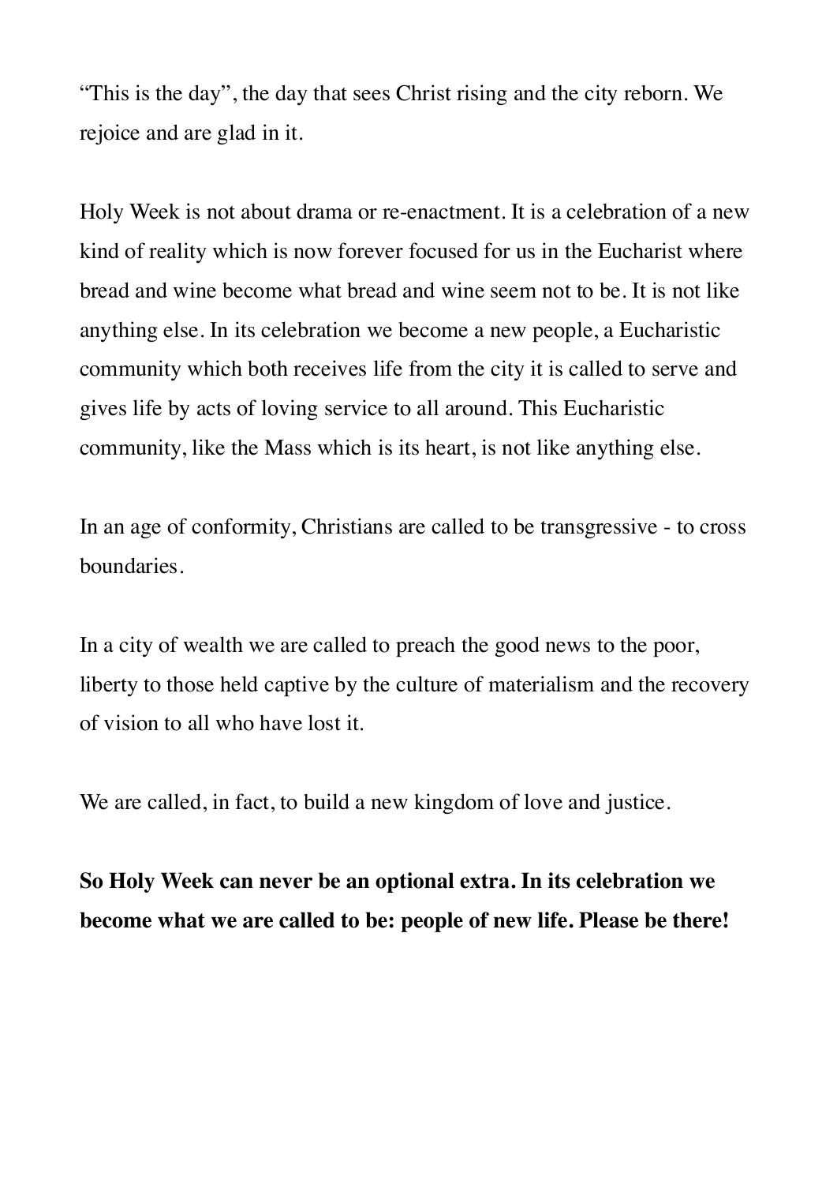“This is the day”, the day that sees Christ rising and the city reborn. We rejoice and are glad in it.

Holy Week is not about drama or re-enactment. It is a celebration of a new kind of reality which is now forever focused for us in the Eucharist where bread and wine become what bread and wine seem not to be. It is not like anything else. In its celebration we become a new people, a Eucharistic community which both receives life from the city it is called to serve and gives life by acts of loving service to all around. This Eucharistic community, like the Mass which is its heart, is not like anything else.

In an age of conformity, Christians are called to be transgressive - to cross boundaries.

In a city of wealth we are called to preach the good news to the poor, liberty to those held captive by the culture of materialism and the recovery of vision to all who have lost it.

We are called, in fact, to build a new kingdom of love and justice.

**So Holy Week can never be an optional extra. In its celebration we become what we are called to be: people of new life. Please be there!**